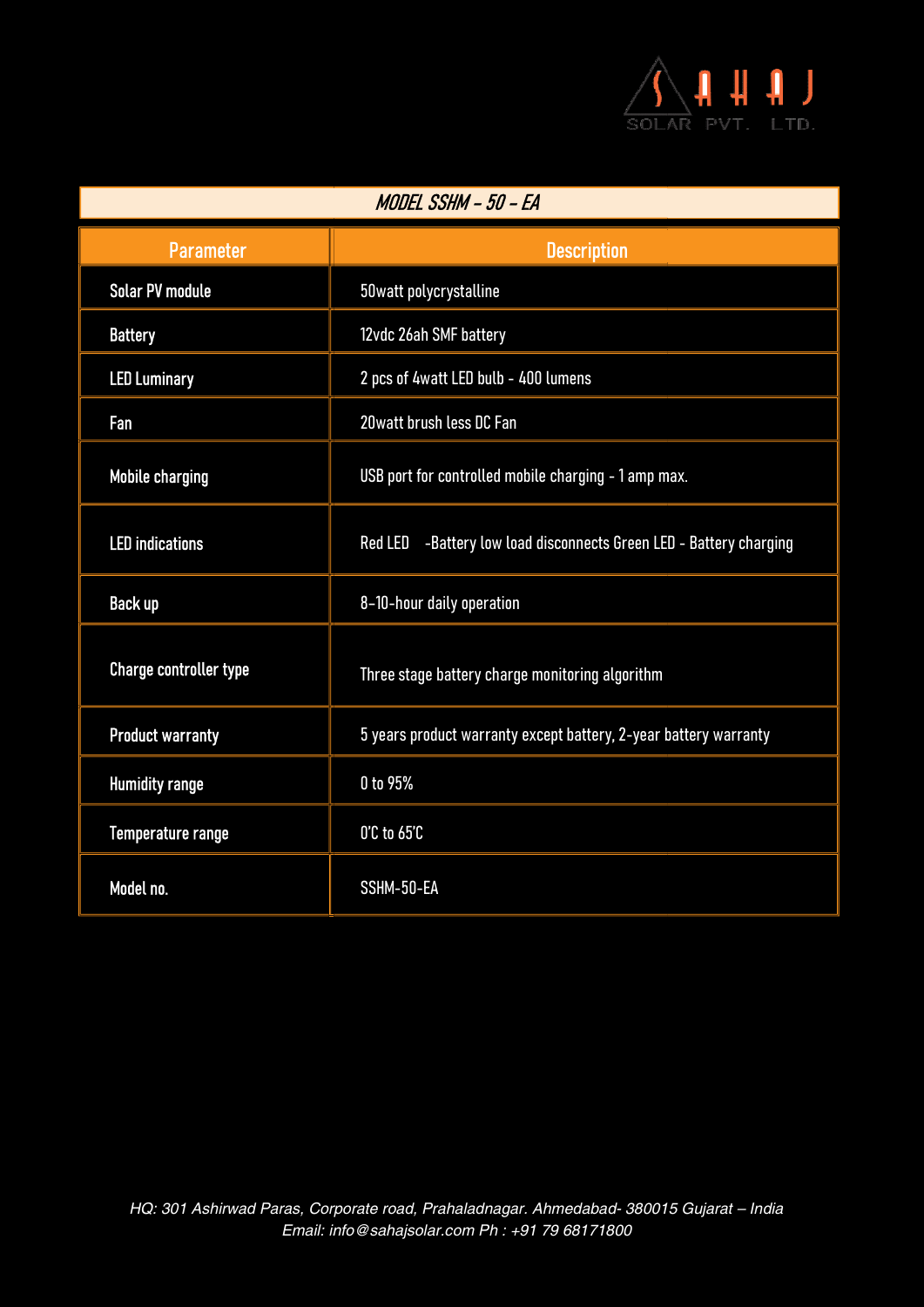SAHAJ SOLAR PVT. LTD.

| *MODEL SSHM – 50 – EA* | |
|---|---|
| **Parameter** | **Description** |
| Solar PV module | 50watt polycrystalline |
| Battery | 12vdc 26ah SMF battery |
| LED Luminary | 2 pcs of 4watt LED bulb - 400 lumens |
| Fan | 20watt brush less DC Fan |
| Mobile charging | USB port for controlled mobile charging - 1 amp max. |
| LED indications | Red LED -Battery low load disconnects Green LED - Battery charging |
| Back up | 8–10-hour daily operation |
| Charge controller type | Three stage battery charge monitoring algorithm |
| Product warranty | 5 years product warranty except battery, 2-year battery warranty |
| Humidity range | 0 to 95% |
| Temperature range | 0'C to 65'C |
| Model no. | SSHM-50-EA |

*HQ: 301 Ashirwad Paras, Corporate road, Prahaladnagar. Ahmedabad- 380015 Gujarat – India*
*Email: info@sahajsolar.com Ph : +91 79 68171800*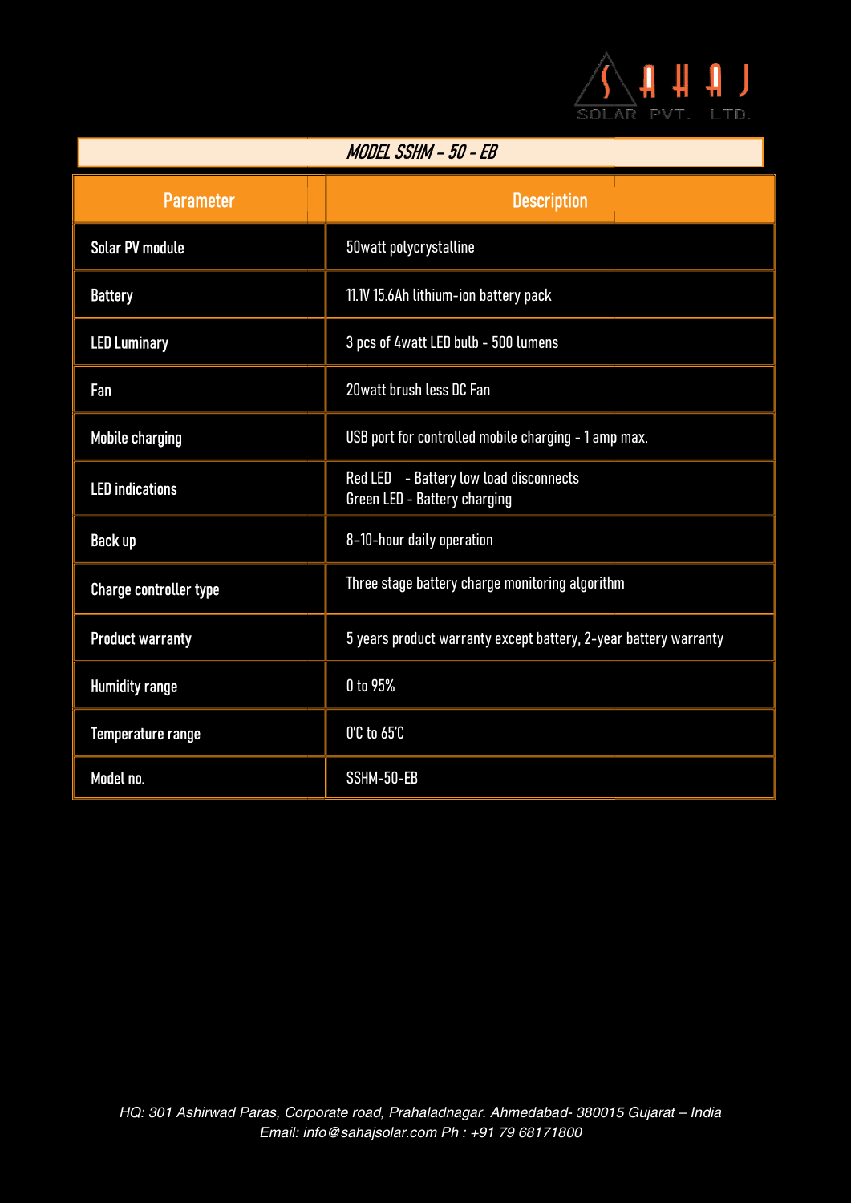SAHAJ SOLAR PVT. LTD.

## MODEL SSHM – 50 - EB

| Parameter | Description |
|---|---|
| Solar PV module | 50watt polycrystalline |
| Battery | 11.1V 15.6Ah lithium-ion battery pack |
| LED Luminary | 3 pcs of 4watt LED bulb - 500 lumens |
| Fan | 20watt brush less DC Fan |
| Mobile charging | USB port for controlled mobile charging - 1 amp max. |
| LED indications | Red LED - Battery low load disconnects<br>Green LED - Battery charging |
| Back up | 8-10-hour daily operation |
| Charge controller type | Three stage battery charge monitoring algorithm |
| Product warranty | 5 years product warranty except battery, 2-year battery warranty |
| Humidity range | 0 to 95% |
| Temperature range | 0'C to 65'C |
| Model no. | SSHM-50-EB |

*HQ: 301 Ashirwad Paras, Corporate road, Prahaladnagar. Ahmedabad- 380015 Gujarat – India*
*Email: info@sahajsolar.com Ph : +91 79 68171800*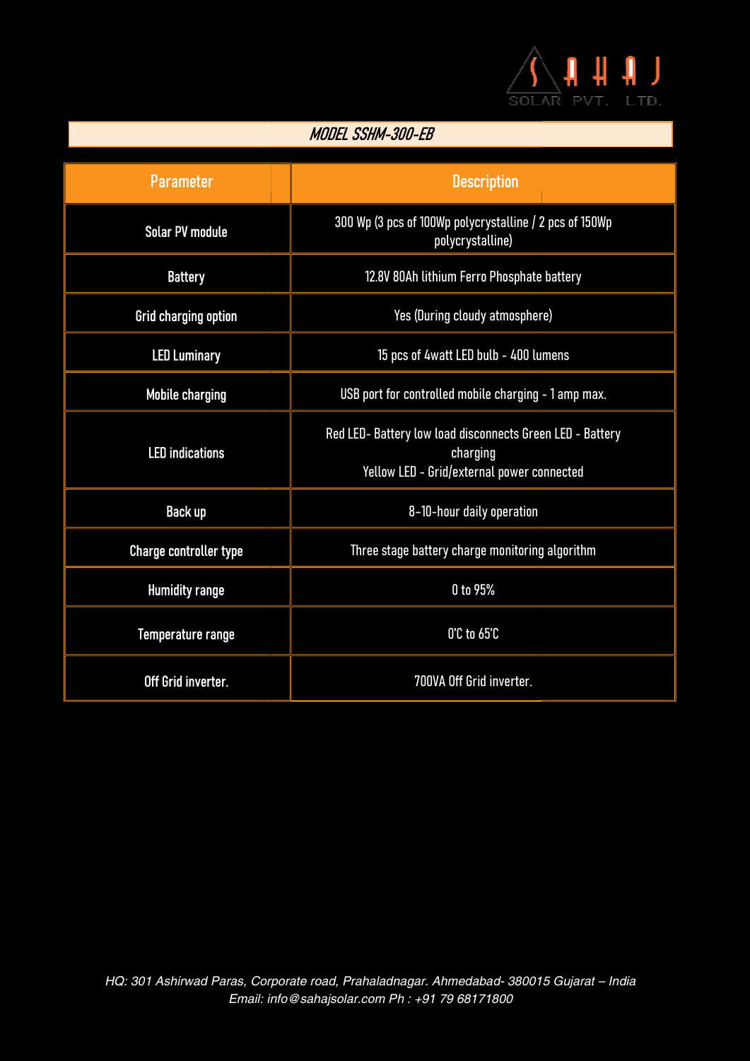SAHAJ SOLAR PVT. LTD.

***MODEL SSHM-300-EB***

| Parameter | Description |
|---|---|
| Solar PV module | 300 Wp (3 pcs of 100Wp polycrystalline / 2 pcs of 150Wp polycrystalline) |
| Battery | 12.8V 80Ah lithium Ferro Phosphate battery |
| Grid charging option | Yes (During cloudy atmosphere) |
| LED Luminary | 15 pcs of 4watt LED bulb - 400 lumens |
| Mobile charging | USB port for controlled mobile charging - 1 amp max. |
| LED indications | Red LED- Battery low load disconnects Green LED - Battery charging<br>Yellow LED - Grid/external power connected |
| Back up | 8-10-hour daily operation |
| Charge controller type | Three stage battery charge monitoring algorithm |
| Humidity range | 0 to 95% |
| Temperature range | 0'C to 65'C |
| Off Grid inverter. | 700VA Off Grid inverter. |

*HQ: 301 Ashirwad Paras, Corporate road, Prahaladnagar. Ahmedabad- 380015 Gujarat – India*
*Email: info@sahajsolar.com Ph : +91 79 68171800*